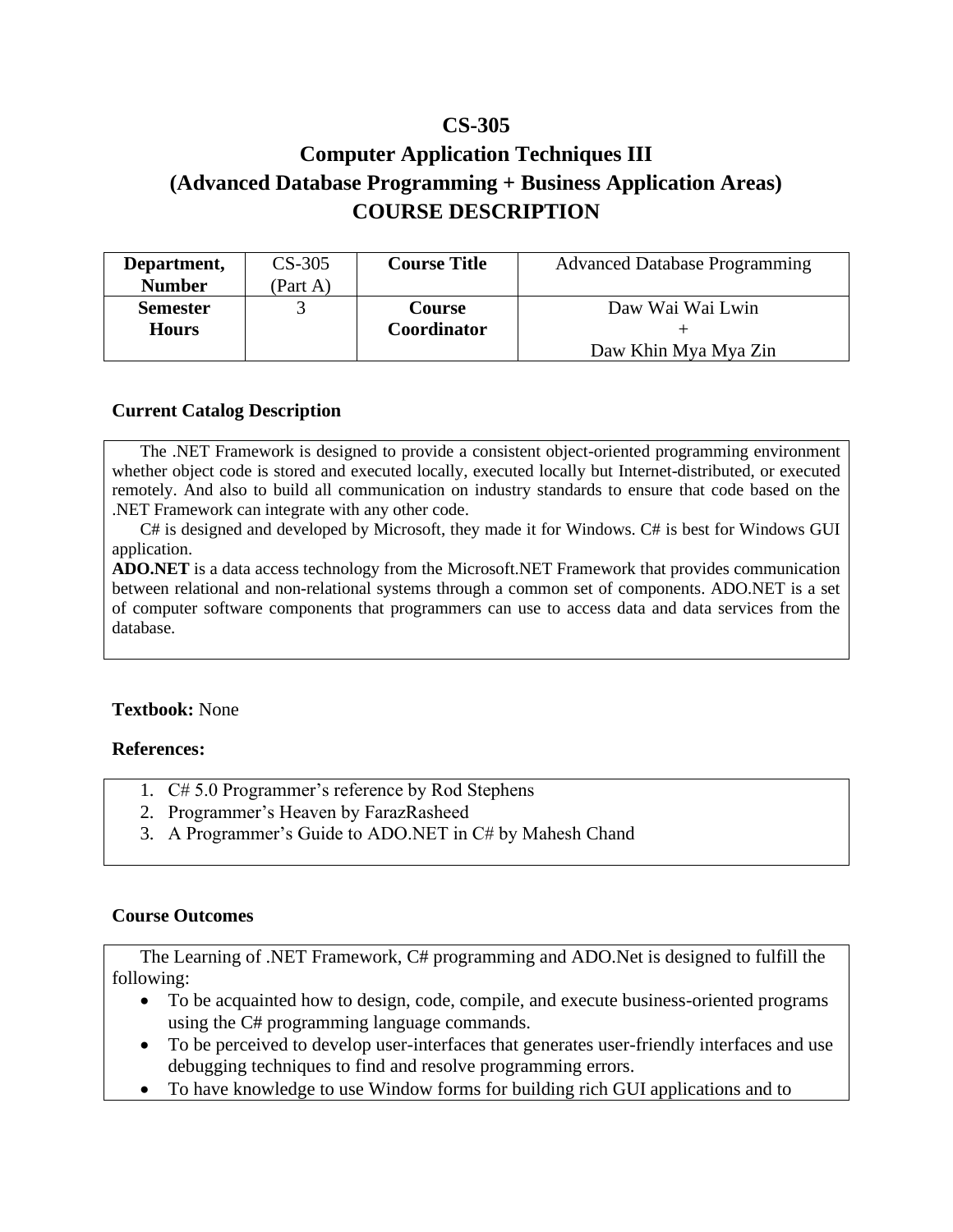# CS-305
# Computer Application Techniques III
# (Advanced Database Programming + Business Application Areas)
# COURSE DESCRIPTION

| **Department, Number** | CS-305 (Part A) | **Course Title** | Advanced Database Programming |
|---|---|---|---|
| **Semester Hours** | 3 | **Course Coordinator** | Daw Wai Wai Lwin + Daw Khin Mya Mya Zin |

### Current Catalog Description

The .NET Framework is designed to provide a consistent object-oriented programming environment whether object code is stored and executed locally, executed locally but Internet-distributed, or executed remotely. And also to build all communication on industry standards to ensure that code based on the .NET Framework can integrate with any other code.

C# is designed and developed by Microsoft, they made it for Windows. C# is best for Windows GUI application.

**ADO.NET** is a data access technology from the Microsoft.NET Framework that provides communication between relational and non-relational systems through a common set of components. ADO.NET is a set of computer software components that programmers can use to access data and data services from the database.

**Textbook:** None

**References:**

1. C# 5.0 Programmer's reference by Rod Stephens
2. Programmer's Heaven by FarazRasheed
3. A Programmer's Guide to ADO.NET in C# by Mahesh Chand

### Course Outcomes

The Learning of .NET Framework, C# programming and ADO.Net is designed to fulfill the following:

- To be acquainted how to design, code, compile, and execute business-oriented programs using the C# programming language commands.
- To be perceived to develop user-interfaces that generates user-friendly interfaces and use debugging techniques to find and resolve programming errors.
- To have knowledge to use Window forms for building rich GUI applications and to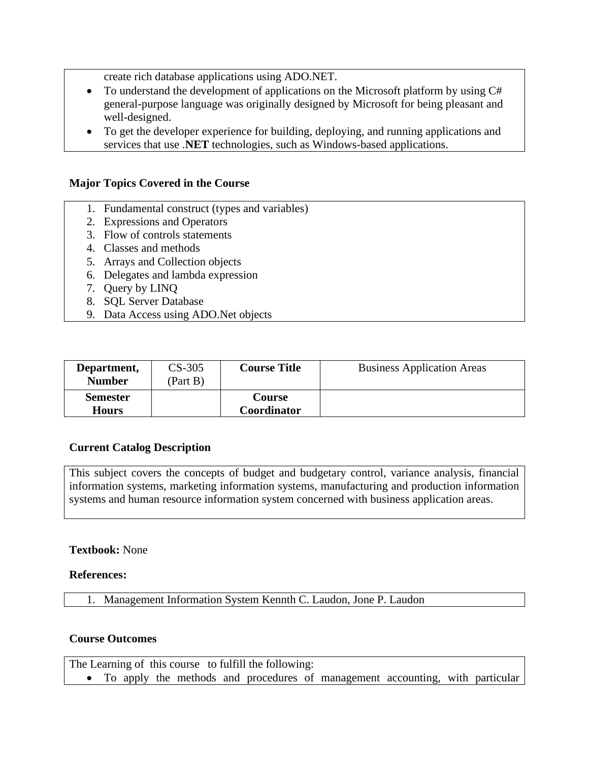create rich database applications using ADO.NET.

- To understand the development of applications on the Microsoft platform by using C# general-purpose language was originally designed by Microsoft for being pleasant and well-designed.
- To get the developer experience for building, deploying, and running applications and services that use .**NET** technologies, such as Windows-based applications.

**Major Topics Covered in the Course**

1. Fundamental construct (types and variables)
2. Expressions and Operators
3. Flow of controls statements
4. Classes and methods
5. Arrays and Collection objects
6. Delegates and lambda expression
7. Query by LINQ
8. SQL Server Database
9. Data Access using ADO.Net objects

| **Department, Number** | CS-305 (Part B) | **Course Title** | Business Application Areas |
|---|---|---|---|
| **Semester Hours** | | **Course Coordinator** | |

**Current Catalog Description**

This subject covers the concepts of budget and budgetary control, variance analysis, financial information systems, marketing information systems, manufacturing and production information systems and human resource information system concerned with business application areas.

**Textbook:** None

**References:**

1. Management Information System Kennth C. Laudon, Jone P. Laudon

**Course Outcomes**

The Learning of this course to fulfill the following:

- To apply the methods and procedures of management accounting, with particular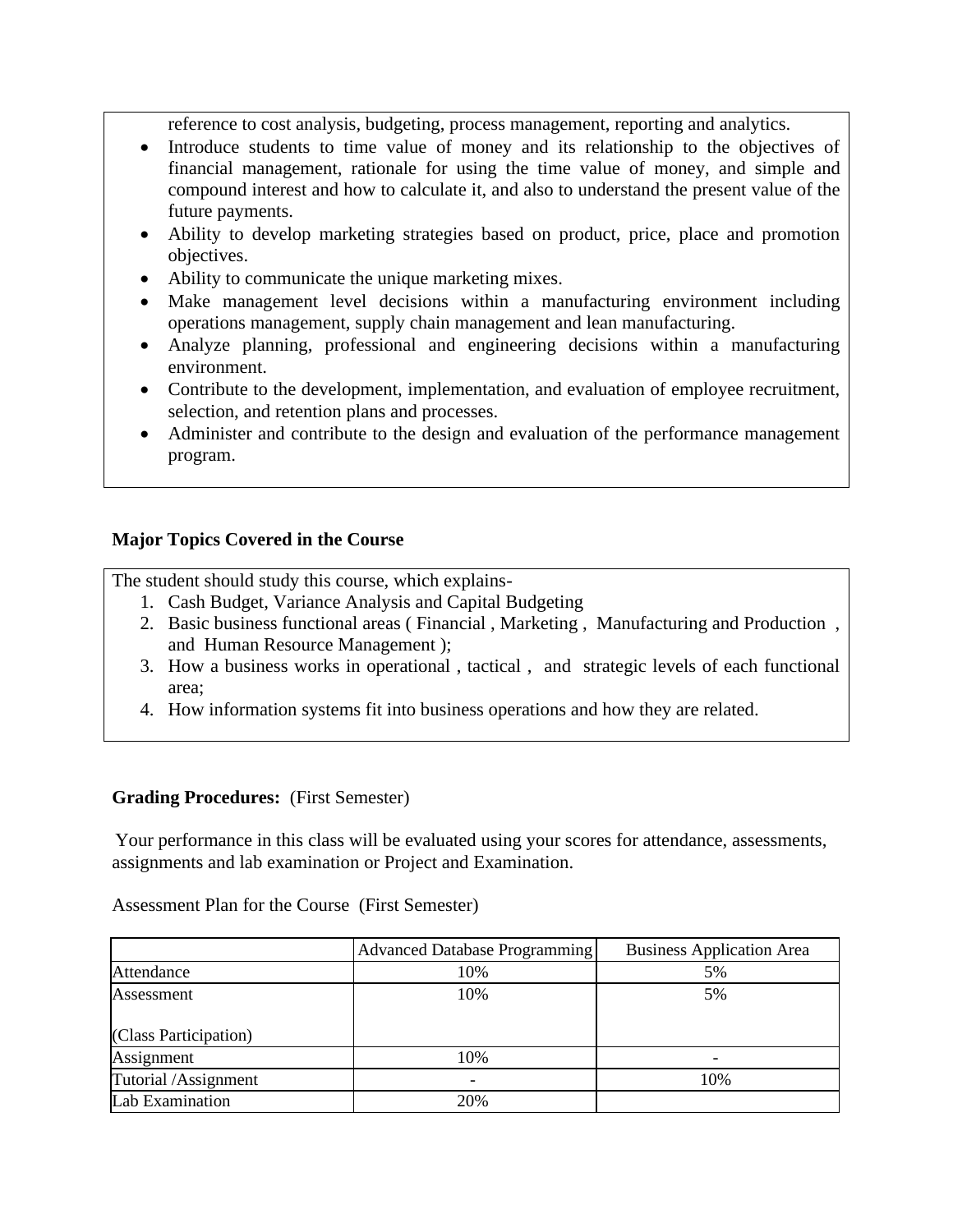reference to cost analysis, budgeting, process management, reporting and analytics.

- Introduce students to time value of money and its relationship to the objectives of financial management, rationale for using the time value of money, and simple and compound interest and how to calculate it, and also to understand the present value of the future payments.
- Ability to develop marketing strategies based on product, price, place and promotion objectives.
- Ability to communicate the unique marketing mixes.
- Make management level decisions within a manufacturing environment including operations management, supply chain management and lean manufacturing.
- Analyze planning, professional and engineering decisions within a manufacturing environment.
- Contribute to the development, implementation, and evaluation of employee recruitment, selection, and retention plans and processes.
- Administer and contribute to the design and evaluation of the performance management program.

**Major Topics Covered in the Course**

The student should study this course, which explains-

1. Cash Budget, Variance Analysis and Capital Budgeting
2. Basic business functional areas ( Financial , Marketing , Manufacturing and Production , and Human Resource Management );
3. How a business works in operational , tactical , and strategic levels of each functional area;
4. How information systems fit into business operations and how they are related.

**Grading Procedures:** (First Semester)

Your performance in this class will be evaluated using your scores for attendance, assessments, assignments and lab examination or Project and Examination.

Assessment Plan for the Course (First Semester)

| | Advanced Database Programming | Business Application Area |
|---|---|---|
| Attendance | 10% | 5% |
| Assessment<br><br>(Class Participation) | 10% | 5% |
| Assignment | 10% | - |
| Tutorial /Assignment | - | 10% |
| Lab Examination | 20% | |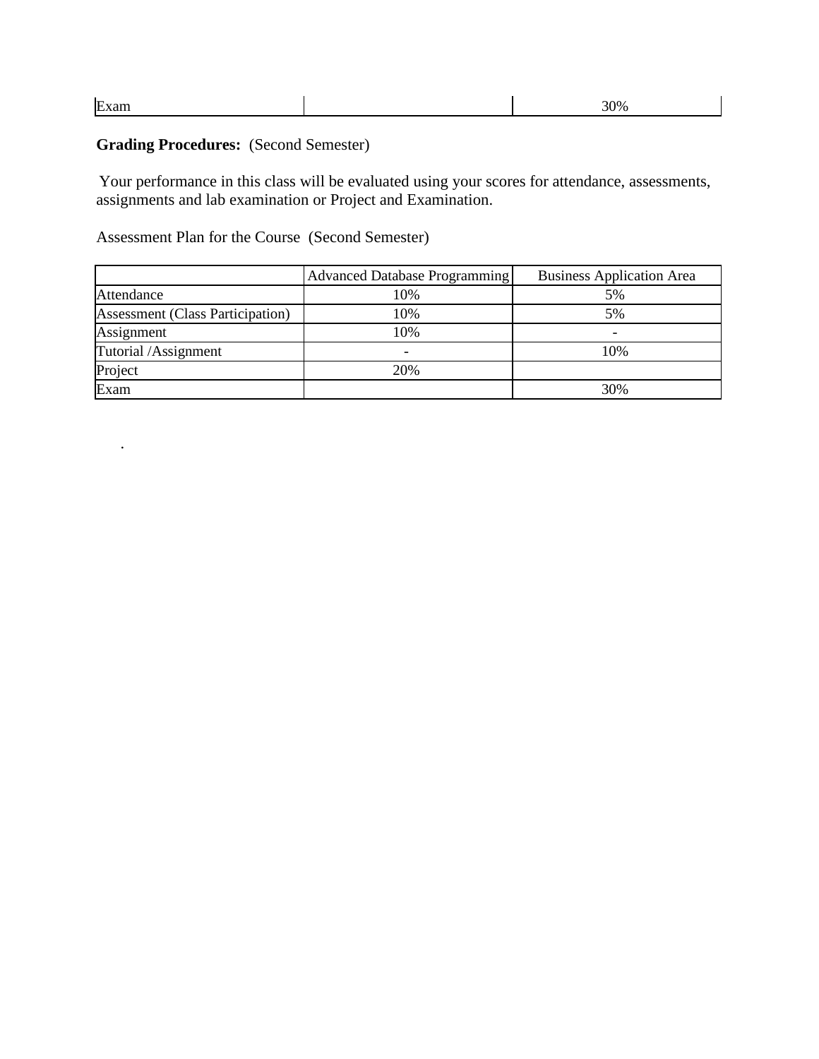| Exam | | 30% |
|---|---|---|

**Grading Procedures:** (Second Semester)

Your performance in this class will be evaluated using your scores for attendance, assessments, assignments and lab examination or Project and Examination.

Assessment Plan for the Course (Second Semester)

| | Advanced Database Programming | Business Application Area |
|---|---|---|
| Attendance | 10% | 5% |
| Assessment (Class Participation) | 10% | 5% |
| Assignment | 10% | - |
| Tutorial /Assignment | - | 10% |
| Project | 20% | |
| Exam | | 30% |

.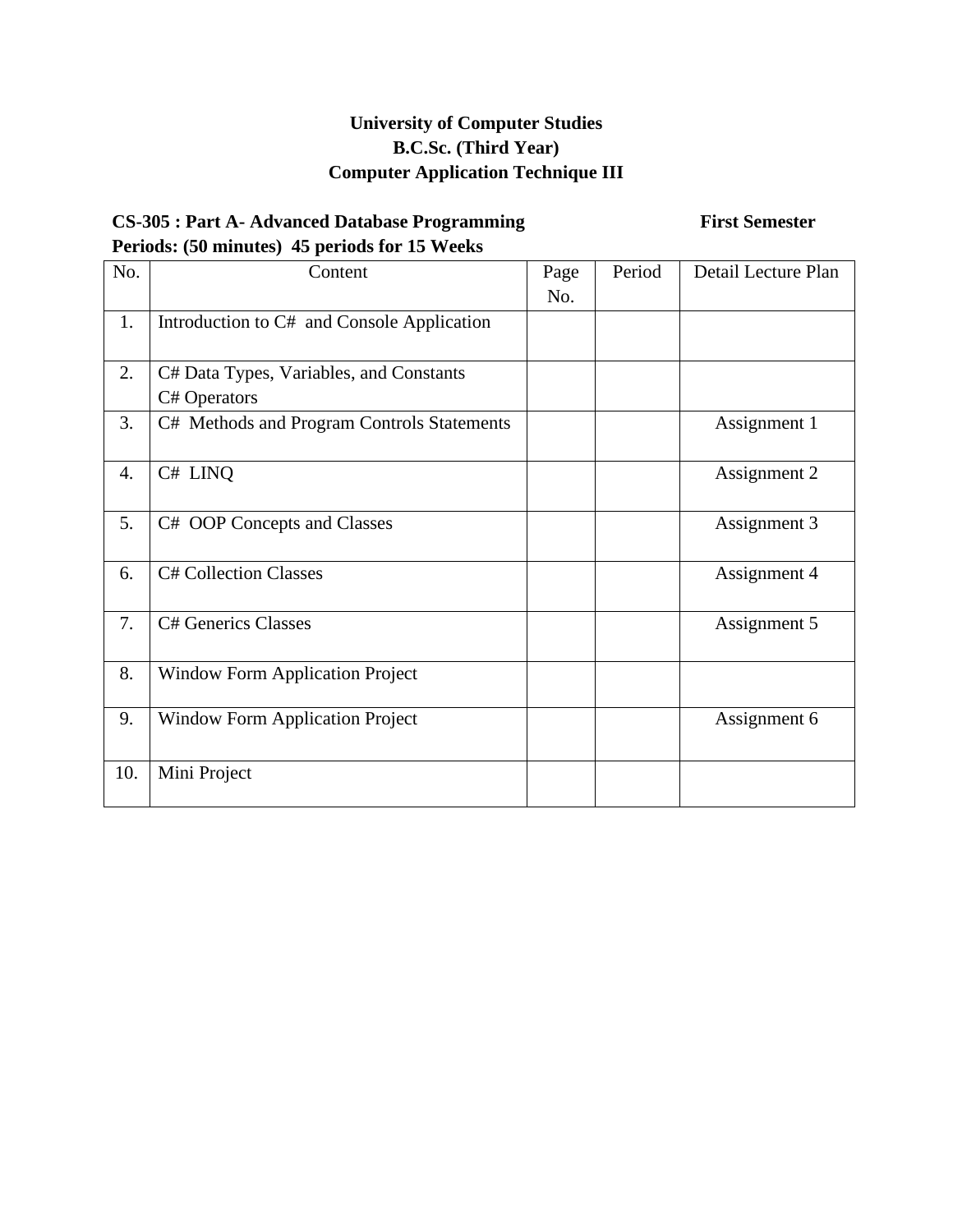**University of Computer Studies**

**B.C.Sc. (Third Year)**

**Computer Application Technique III**

**CS-305 : Part A- Advanced Database Programming** **First Semester**

**Periods: (50 minutes) 45 periods for 15 Weeks**

| No. | Content | Page No. | Period | Detail Lecture Plan |
|---|---|---|---|---|
| 1. | Introduction to C# and Console Application | | | |
| 2. | C# Data Types, Variables, and Constants<br>C# Operators | | | |
| 3. | C# Methods and Program Controls Statements | | | Assignment 1 |
| 4. | C# LINQ | | | Assignment 2 |
| 5. | C# OOP Concepts and Classes | | | Assignment 3 |
| 6. | C# Collection Classes | | | Assignment 4 |
| 7. | C# Generics Classes | | | Assignment 5 |
| 8. | Window Form Application Project | | | |
| 9. | Window Form Application Project | | | Assignment 6 |
| 10. | Mini Project | | | |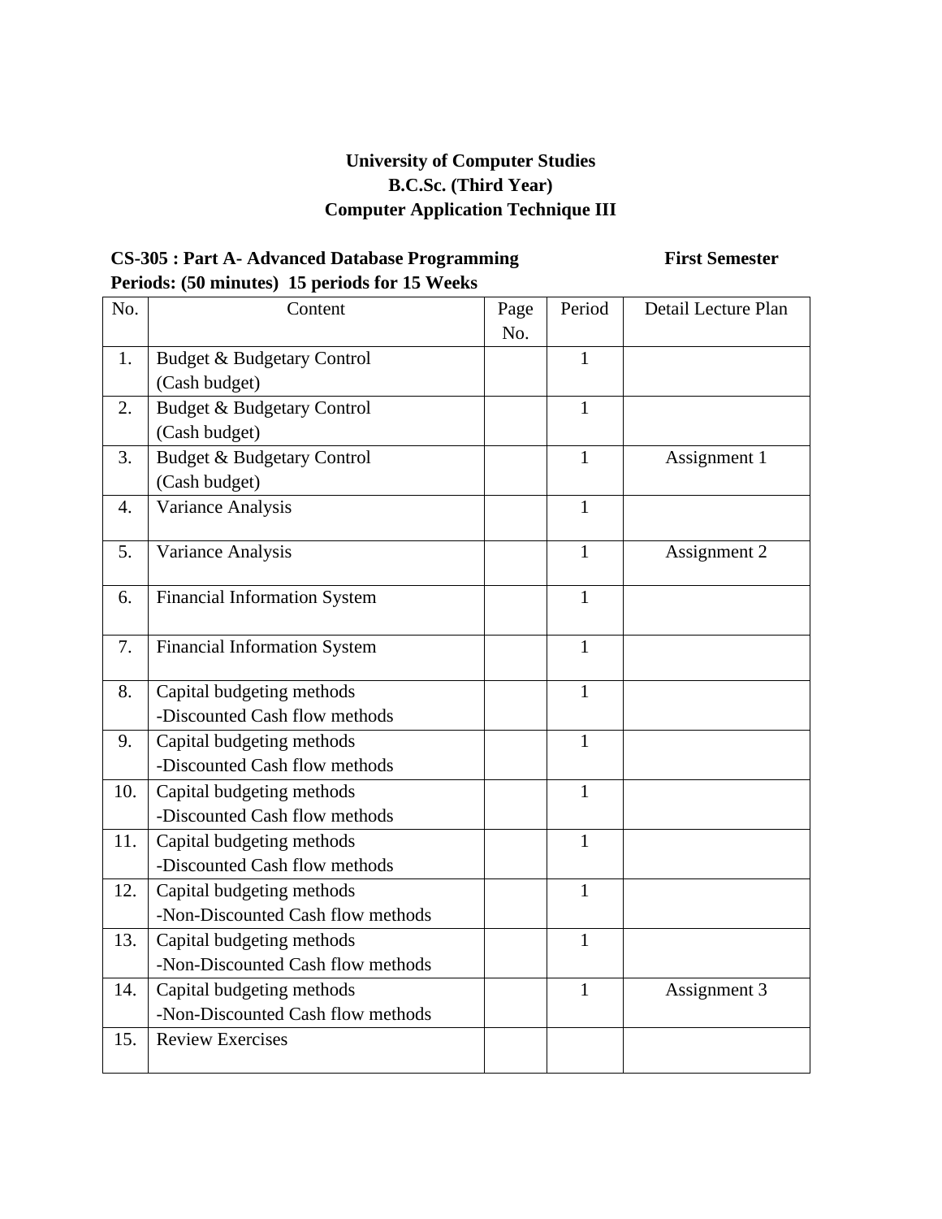**University of Computer Studies**
**B.C.Sc. (Third Year)**
**Computer Application Technique III**

**CS-305 : Part A- Advanced Database Programming** **First Semester**
**Periods: (50 minutes) 15 periods for 15 Weeks**

| No. | Content | Page No. | Period | Detail Lecture Plan |
|---|---|---|---|---|
| 1. | Budget & Budgetary Control (Cash budget) | | 1 | |
| 2. | Budget & Budgetary Control (Cash budget) | | 1 | |
| 3. | Budget & Budgetary Control (Cash budget) | | 1 | Assignment 1 |
| 4. | Variance Analysis | | 1 | |
| 5. | Variance Analysis | | 1 | Assignment 2 |
| 6. | Financial Information System | | 1 | |
| 7. | Financial Information System | | 1 | |
| 8. | Capital budgeting methods -Discounted Cash flow methods | | 1 | |
| 9. | Capital budgeting methods -Discounted Cash flow methods | | 1 | |
| 10. | Capital budgeting methods -Discounted Cash flow methods | | 1 | |
| 11. | Capital budgeting methods -Discounted Cash flow methods | | 1 | |
| 12. | Capital budgeting methods -Non-Discounted Cash flow methods | | 1 | |
| 13. | Capital budgeting methods -Non-Discounted Cash flow methods | | 1 | |
| 14. | Capital budgeting methods -Non-Discounted Cash flow methods | | 1 | Assignment 3 |
| 15. | Review Exercises | | | |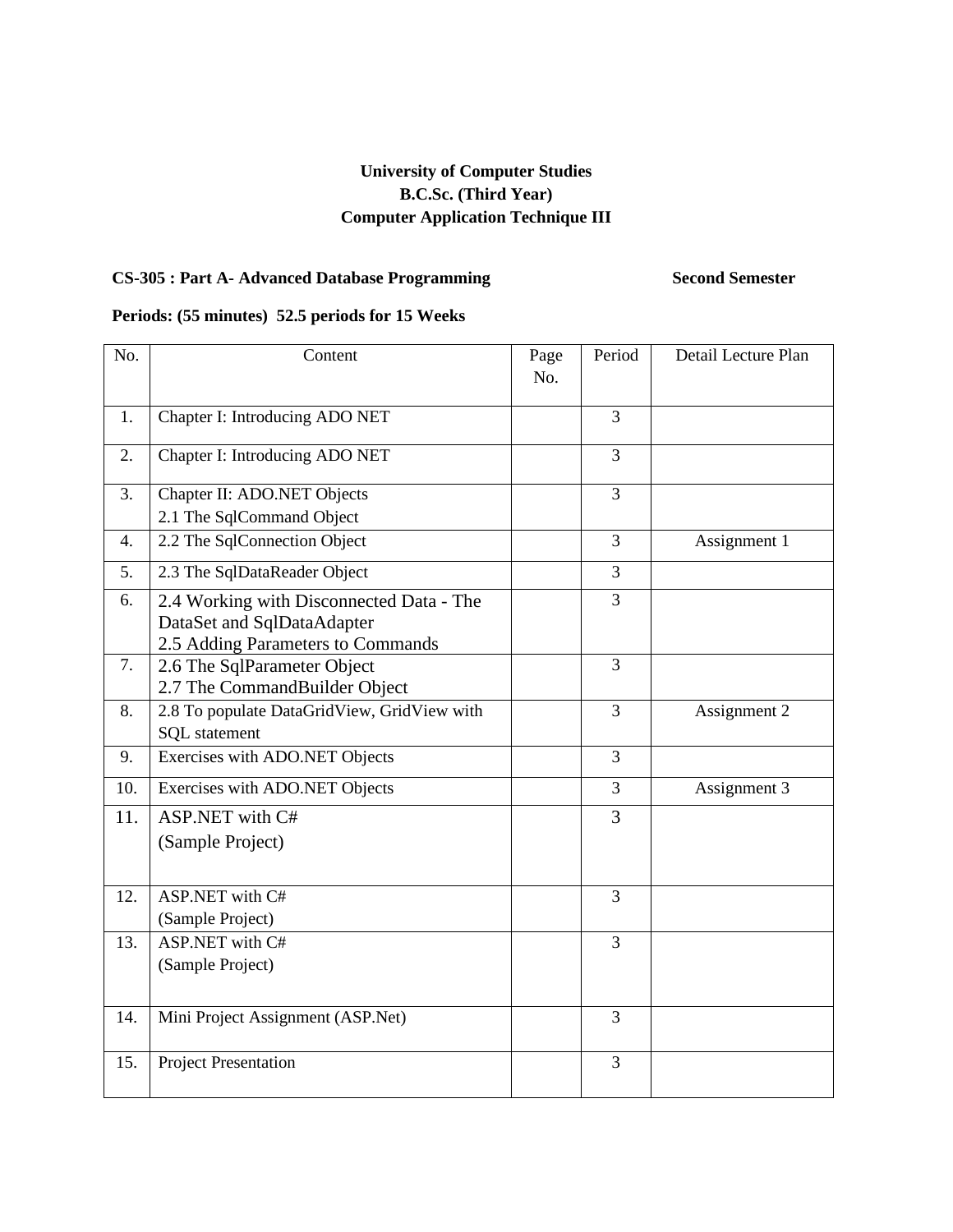**University of Computer Studies**
**B.C.Sc. (Third Year)**
**Computer Application Technique III**

**CS-305 : Part A- Advanced Database Programming** **Second Semester**

**Periods: (55 minutes) 52.5 periods for 15 Weeks**

| No. | Content | Page No. | Period | Detail Lecture Plan |
|---|---|---|---|---|
| 1. | Chapter I: Introducing ADO NET | | 3 | |
| 2. | Chapter I: Introducing ADO NET | | 3 | |
| 3. | Chapter II: ADO.NET Objects<br>2.1 The SqlCommand Object | | 3 | |
| 4. | 2.2 The SqlConnection Object | | 3 | Assignment 1 |
| 5. | 2.3 The SqlDataReader Object | | 3 | |
| 6. | 2.4 Working with Disconnected Data - The DataSet and SqlDataAdapter<br>2.5 Adding Parameters to Commands | | 3 | |
| 7. | 2.6 The SqlParameter Object<br>2.7 The CommandBuilder Object | | 3 | |
| 8. | 2.8 To populate DataGridView, GridView with SQL statement | | 3 | Assignment 2 |
| 9. | Exercises with ADO.NET Objects | | 3 | |
| 10. | Exercises with ADO.NET Objects | | 3 | Assignment 3 |
| 11. | ASP.NET with C#<br>(Sample Project) | | 3 | |
| 12. | ASP.NET with C#<br>(Sample Project) | | 3 | |
| 13. | ASP.NET with C#<br>(Sample Project) | | 3 | |
| 14. | Mini Project Assignment (ASP.Net) | | 3 | |
| 15. | Project Presentation | | 3 | |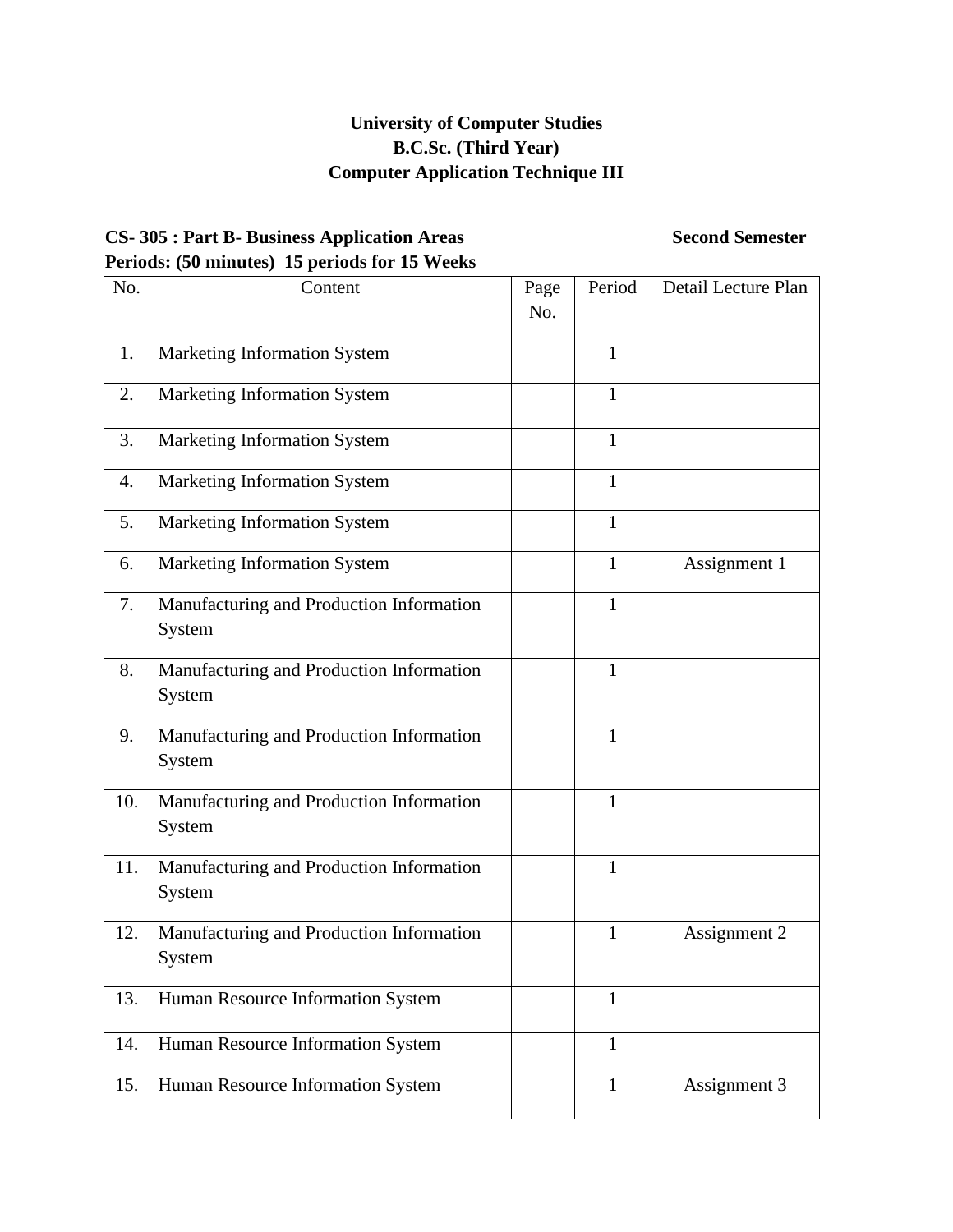**University of Computer Studies**
**B.C.Sc. (Third Year)**
**Computer Application Technique III**

**CS- 305 : Part B- Business Application Areas** **Second Semester**

**Periods: (50 minutes) 15 periods for 15 Weeks**

| No. | Content | Page No. | Period | Detail Lecture Plan |
|---|---|---|---|---|
| 1. | Marketing Information System | | 1 | |
| 2. | Marketing Information System | | 1 | |
| 3. | Marketing Information System | | 1 | |
| 4. | Marketing Information System | | 1 | |
| 5. | Marketing Information System | | 1 | |
| 6. | Marketing Information System | | 1 | Assignment 1 |
| 7. | Manufacturing and Production Information System | | 1 | |
| 8. | Manufacturing and Production Information System | | 1 | |
| 9. | Manufacturing and Production Information System | | 1 | |
| 10. | Manufacturing and Production Information System | | 1 | |
| 11. | Manufacturing and Production Information System | | 1 | |
| 12. | Manufacturing and Production Information System | | 1 | Assignment 2 |
| 13. | Human Resource Information System | | 1 | |
| 14. | Human Resource Information System | | 1 | |
| 15. | Human Resource Information System | | 1 | Assignment 3 |